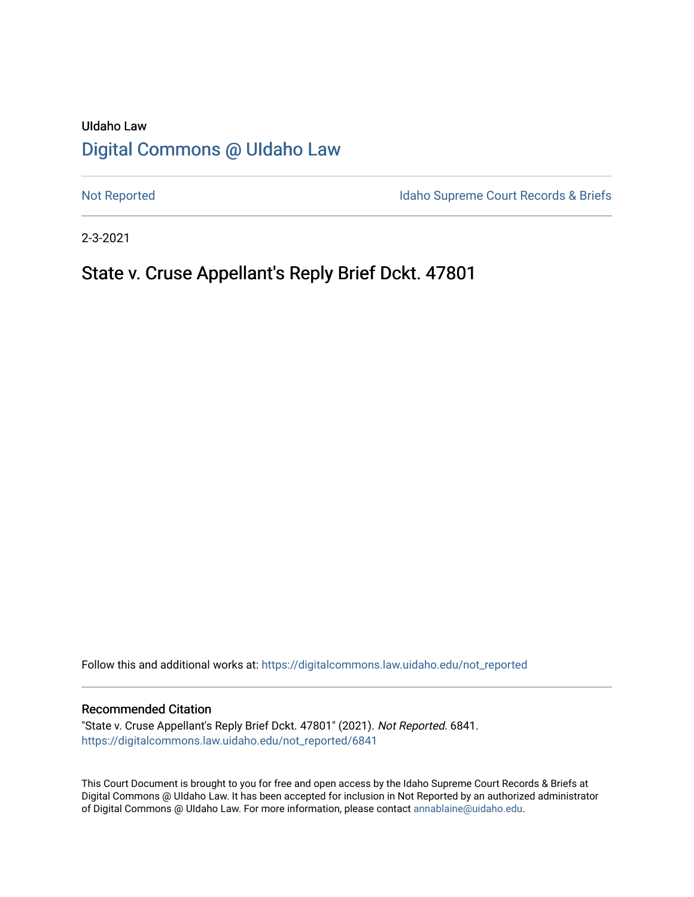UIdaho Law

# Digital Commons @ UIdaho Law

Not Reported

Idaho Supreme Court Records & Briefs

2-3-2021

## State v. Cruse Appellant's Reply Brief Dckt. 47801

Follow this and additional works at: https://digitalcommons.law.uidaho.edu/not_reported

### Recommended Citation

"State v. Cruse Appellant's Reply Brief Dckt. 47801" (2021). *Not Reported*. 6841.
https://digitalcommons.law.uidaho.edu/not_reported/6841

This Court Document is brought to you for free and open access by the Idaho Supreme Court Records & Briefs at Digital Commons @ UIdaho Law. It has been accepted for inclusion in Not Reported by an authorized administrator of Digital Commons @ UIdaho Law. For more information, please contact annablaine@uidaho.edu.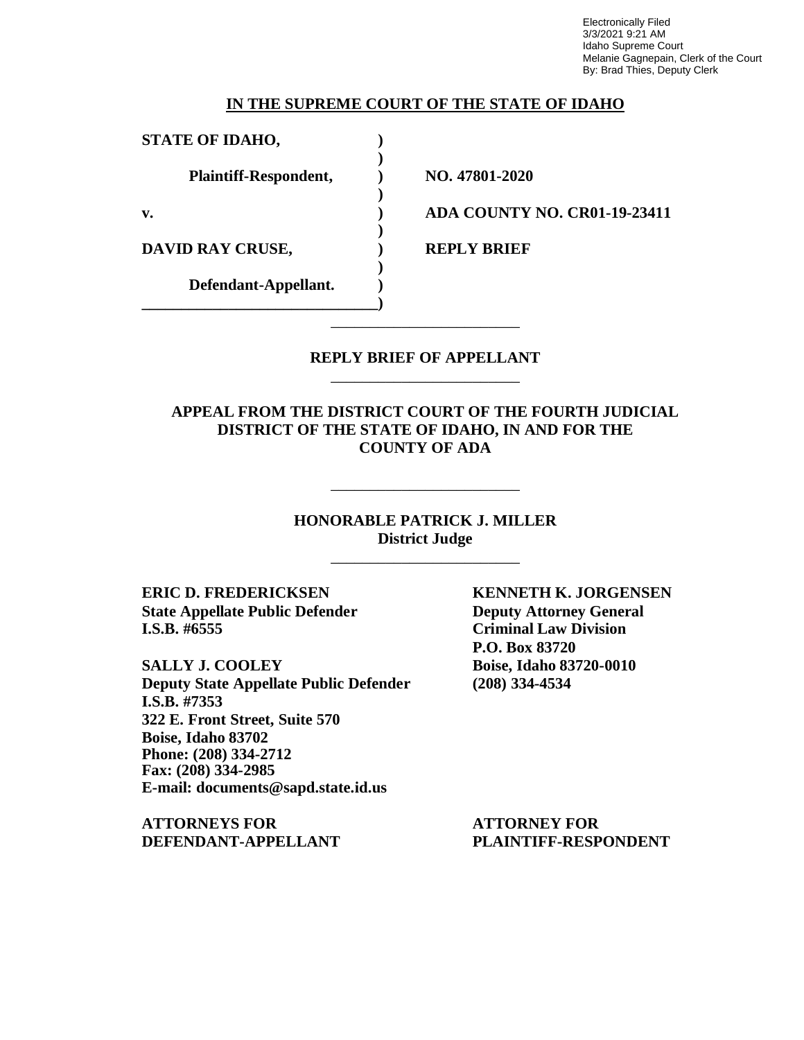Electronically Filed
3/3/2021 9:21 AM
Idaho Supreme Court
Melanie Gagnepain, Clerk of the Court
By: Brad Thies, Deputy Clerk

**IN THE SUPREME COURT OF THE STATE OF IDAHO**

| | | |
|---|---|---|
| **STATE OF IDAHO,** | **)** | |
| | **)** | |
| **Plaintiff-Respondent,** | **)** | **NO. 47801-2020** |
| | **)** | |
| **v.** | **)** | **ADA COUNTY NO. CR01-19-23411** |
| | **)** | |
| **DAVID RAY CRUSE,** | **)** | **REPLY BRIEF** |
| | **)** | |
| **Defendant-Appellant.** | **)** | |

---

**REPLY BRIEF OF APPELLANT**

---

**APPEAL FROM THE DISTRICT COURT OF THE FOURTH JUDICIAL DISTRICT OF THE STATE OF IDAHO, IN AND FOR THE COUNTY OF ADA**

---

**HONORABLE PATRICK J. MILLER**
**District Judge**

---

**ERIC D. FREDERICKSEN**
**State Appellate Public Defender**
**I.S.B. #6555**

**SALLY J. COOLEY**
**Deputy State Appellate Public Defender**
**I.S.B. #7353**
**322 E. Front Street, Suite 570**
**Boise, Idaho 83702**
**Phone: (208) 334-2712**
**Fax: (208) 334-2985**
**E-mail: documents@sapd.state.id.us**

**ATTORNEYS FOR DEFENDANT-APPELLANT**

**KENNETH K. JORGENSEN**
**Deputy Attorney General**
**Criminal Law Division**
**P.O. Box 83720**
**Boise, Idaho 83720-0010**
**(208) 334-4534**

**ATTORNEY FOR PLAINTIFF-RESPONDENT**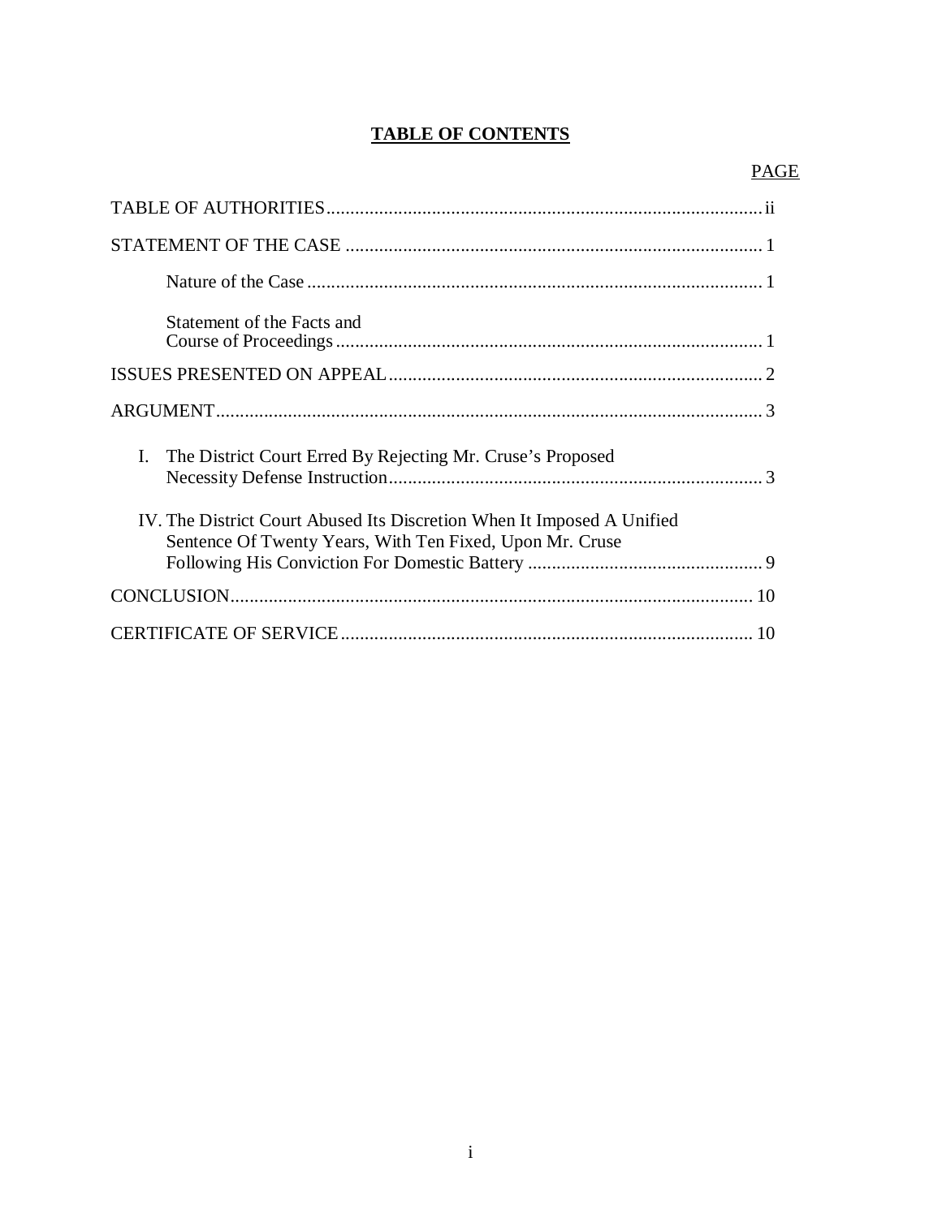# TABLE OF CONTENTS

| | PAGE |
|---|---|
| TABLE OF AUTHORITIES | ii |
| STATEMENT OF THE CASE | 1 |
| Nature of the Case | 1 |
| Statement of the Facts and Course of Proceedings | 1 |
| ISSUES PRESENTED ON APPEAL | 2 |
| ARGUMENT | 3 |
| I. The District Court Erred By Rejecting Mr. Cruse's Proposed Necessity Defense Instruction | 3 |
| IV. The District Court Abused Its Discretion When It Imposed A Unified Sentence Of Twenty Years, With Ten Fixed, Upon Mr. Cruse Following His Conviction For Domestic Battery | 9 |
| CONCLUSION | 10 |
| CERTIFICATE OF SERVICE | 10 |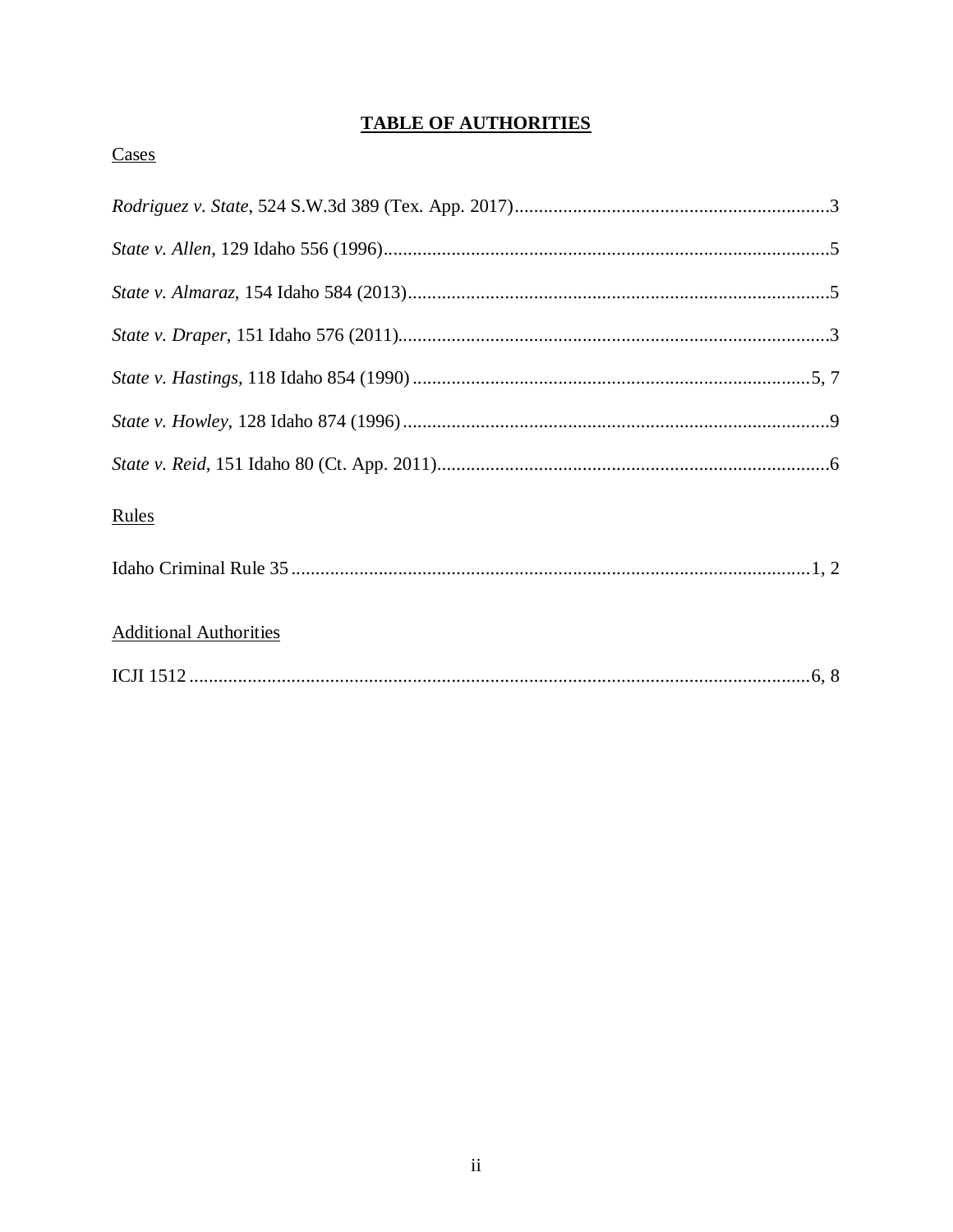## TABLE OF AUTHORITIES

Cases

*Rodriguez v. State*, 524 S.W.3d 389 (Tex. App. 2017).................................................................3

*State v. Allen*, 129 Idaho 556 (1996)............................................................................................5

*State v. Almaraz*, 154 Idaho 584 (2013).......................................................................................5

*State v. Draper*, 151 Idaho 576 (2011)........................................................................................3

*State v. Hastings*, 118 Idaho 854 (1990) .................................................................................5, 7

*State v. Howley*, 128 Idaho 874 (1996)........................................................................................9

*State v. Reid*, 151 Idaho 80 (Ct. App. 2011).................................................................................6

Rules

Idaho Criminal Rule 35 ..........................................................................................................1, 2

Additional Authorities

ICJI 1512 ...............................................................................................................................6, 8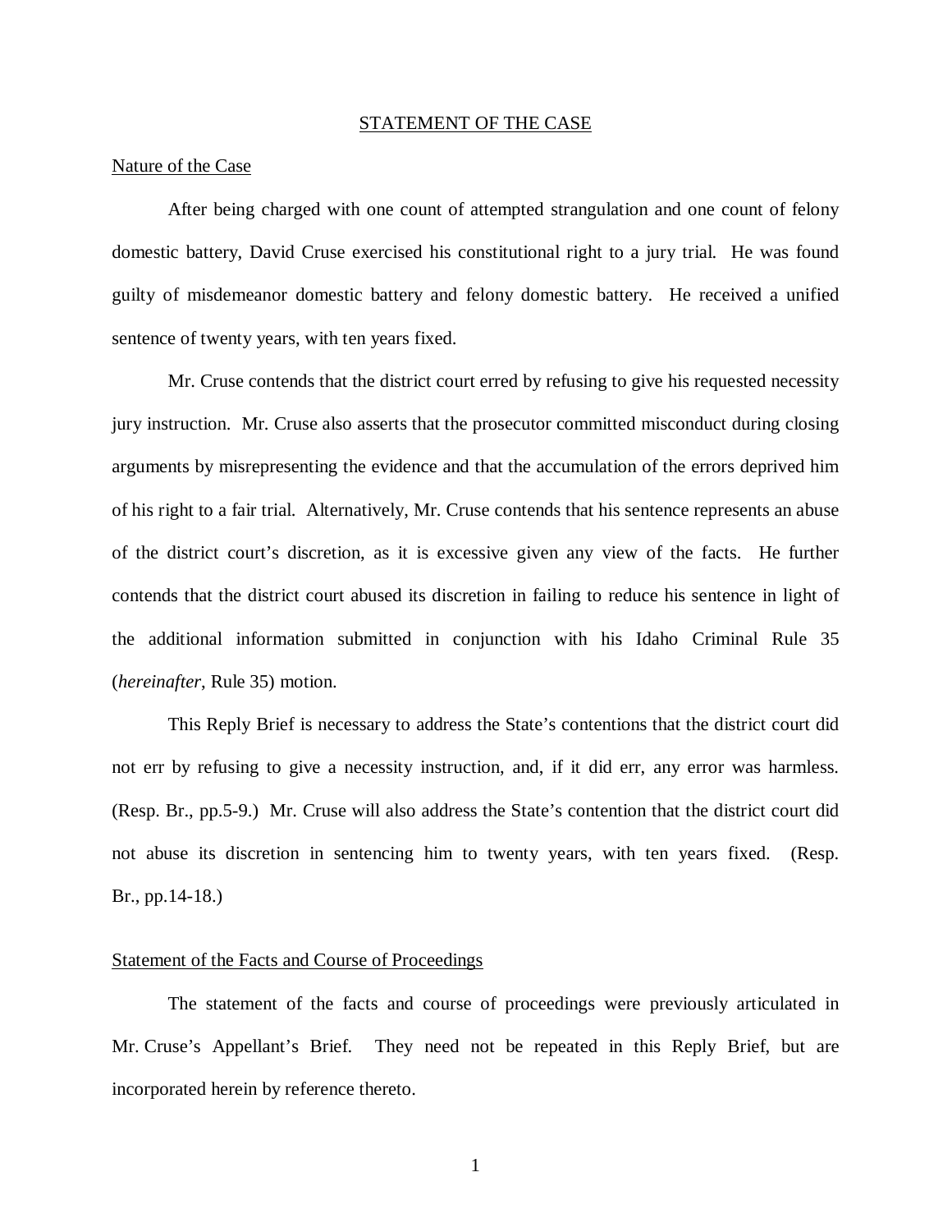## STATEMENT OF THE CASE

### Nature of the Case

After being charged with one count of attempted strangulation and one count of felony domestic battery, David Cruse exercised his constitutional right to a jury trial. He was found guilty of misdemeanor domestic battery and felony domestic battery. He received a unified sentence of twenty years, with ten years fixed.

Mr. Cruse contends that the district court erred by refusing to give his requested necessity jury instruction. Mr. Cruse also asserts that the prosecutor committed misconduct during closing arguments by misrepresenting the evidence and that the accumulation of the errors deprived him of his right to a fair trial. Alternatively, Mr. Cruse contends that his sentence represents an abuse of the district court's discretion, as it is excessive given any view of the facts. He further contends that the district court abused its discretion in failing to reduce his sentence in light of the additional information submitted in conjunction with his Idaho Criminal Rule 35 (*hereinafter*, Rule 35) motion.

This Reply Brief is necessary to address the State's contentions that the district court did not err by refusing to give a necessity instruction, and, if it did err, any error was harmless. (Resp. Br., pp.5-9.) Mr. Cruse will also address the State's contention that the district court did not abuse its discretion in sentencing him to twenty years, with ten years fixed. (Resp. Br., pp.14-18.)

### Statement of the Facts and Course of Proceedings

The statement of the facts and course of proceedings were previously articulated in Mr. Cruse's Appellant's Brief. They need not be repeated in this Reply Brief, but are incorporated herein by reference thereto.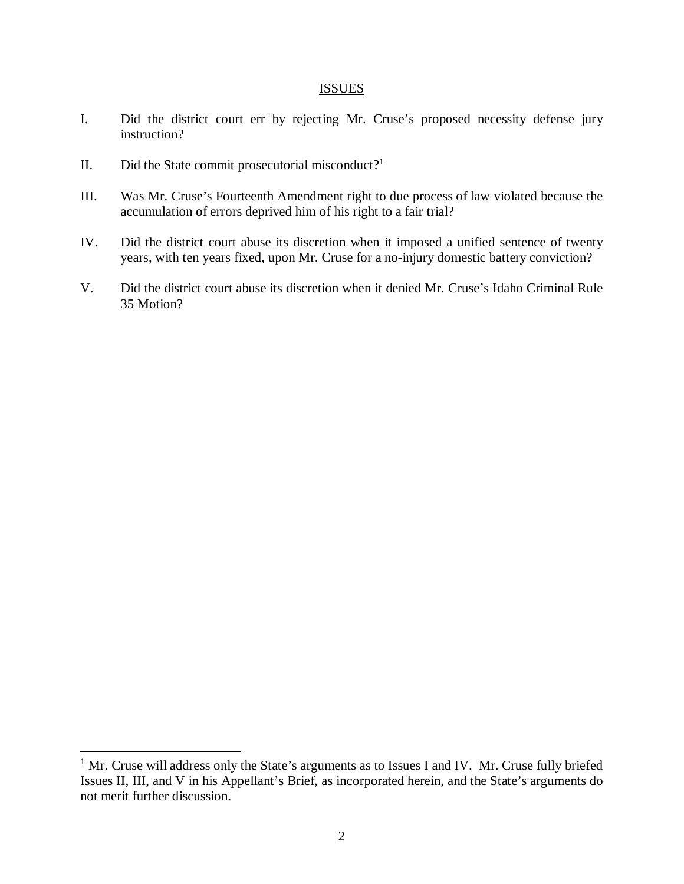## ISSUES

I. Did the district court err by rejecting Mr. Cruse's proposed necessity defense jury instruction?

II. Did the State commit prosecutorial misconduct?[1]

III. Was Mr. Cruse's Fourteenth Amendment right to due process of law violated because the accumulation of errors deprived him of his right to a fair trial?

IV. Did the district court abuse its discretion when it imposed a unified sentence of twenty years, with ten years fixed, upon Mr. Cruse for a no-injury domestic battery conviction?

V. Did the district court abuse its discretion when it denied Mr. Cruse's Idaho Criminal Rule 35 Motion?

---

[1] Mr. Cruse will address only the State's arguments as to Issues I and IV. Mr. Cruse fully briefed Issues II, III, and V in his Appellant's Brief, as incorporated herein, and the State's arguments do not merit further discussion.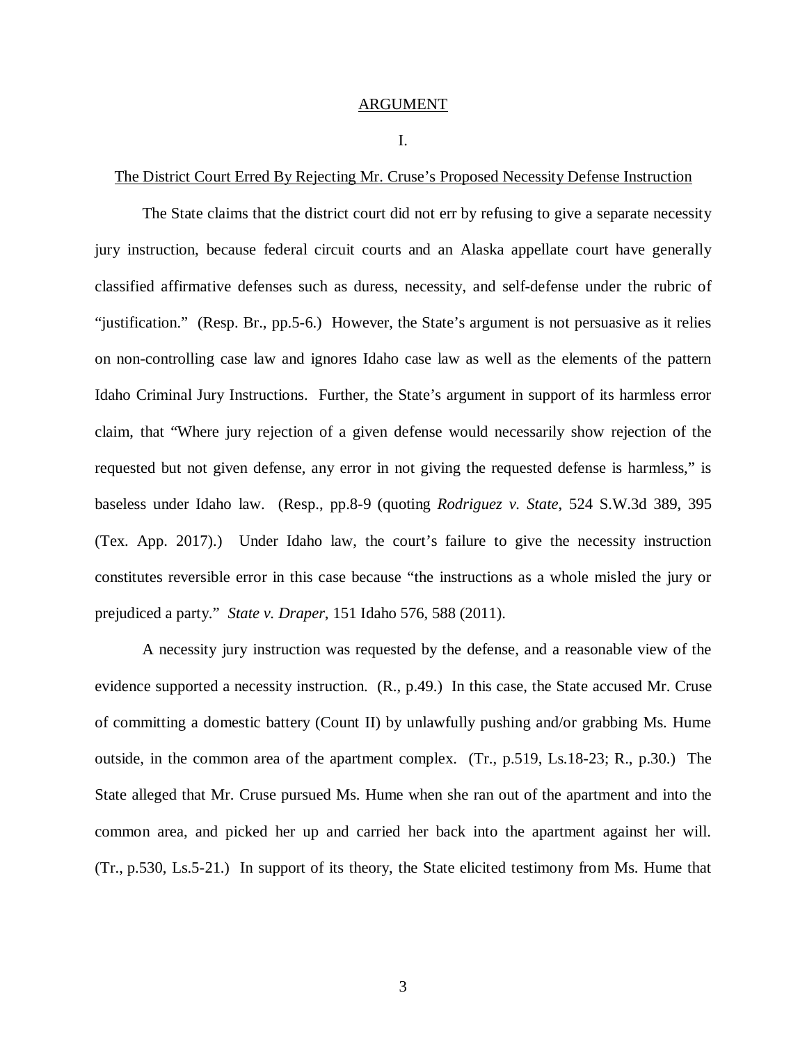## ARGUMENT

### I.

### The District Court Erred By Rejecting Mr. Cruse's Proposed Necessity Defense Instruction

The State claims that the district court did not err by refusing to give a separate necessity jury instruction, because federal circuit courts and an Alaska appellate court have generally classified affirmative defenses such as duress, necessity, and self-defense under the rubric of "justification." (Resp. Br., pp.5-6.) However, the State's argument is not persuasive as it relies on non-controlling case law and ignores Idaho case law as well as the elements of the pattern Idaho Criminal Jury Instructions. Further, the State's argument in support of its harmless error claim, that "Where jury rejection of a given defense would necessarily show rejection of the requested but not given defense, any error in not giving the requested defense is harmless," is baseless under Idaho law. (Resp., pp.8-9 (quoting *Rodriguez v. State*, 524 S.W.3d 389, 395 (Tex. App. 2017).) Under Idaho law, the court's failure to give the necessity instruction constitutes reversible error in this case because "the instructions as a whole misled the jury or prejudiced a party." *State v. Draper*, 151 Idaho 576, 588 (2011).

A necessity jury instruction was requested by the defense, and a reasonable view of the evidence supported a necessity instruction. (R., p.49.) In this case, the State accused Mr. Cruse of committing a domestic battery (Count II) by unlawfully pushing and/or grabbing Ms. Hume outside, in the common area of the apartment complex. (Tr., p.519, Ls.18-23; R., p.30.) The State alleged that Mr. Cruse pursued Ms. Hume when she ran out of the apartment and into the common area, and picked her up and carried her back into the apartment against her will. (Tr., p.530, Ls.5-21.) In support of its theory, the State elicited testimony from Ms. Hume that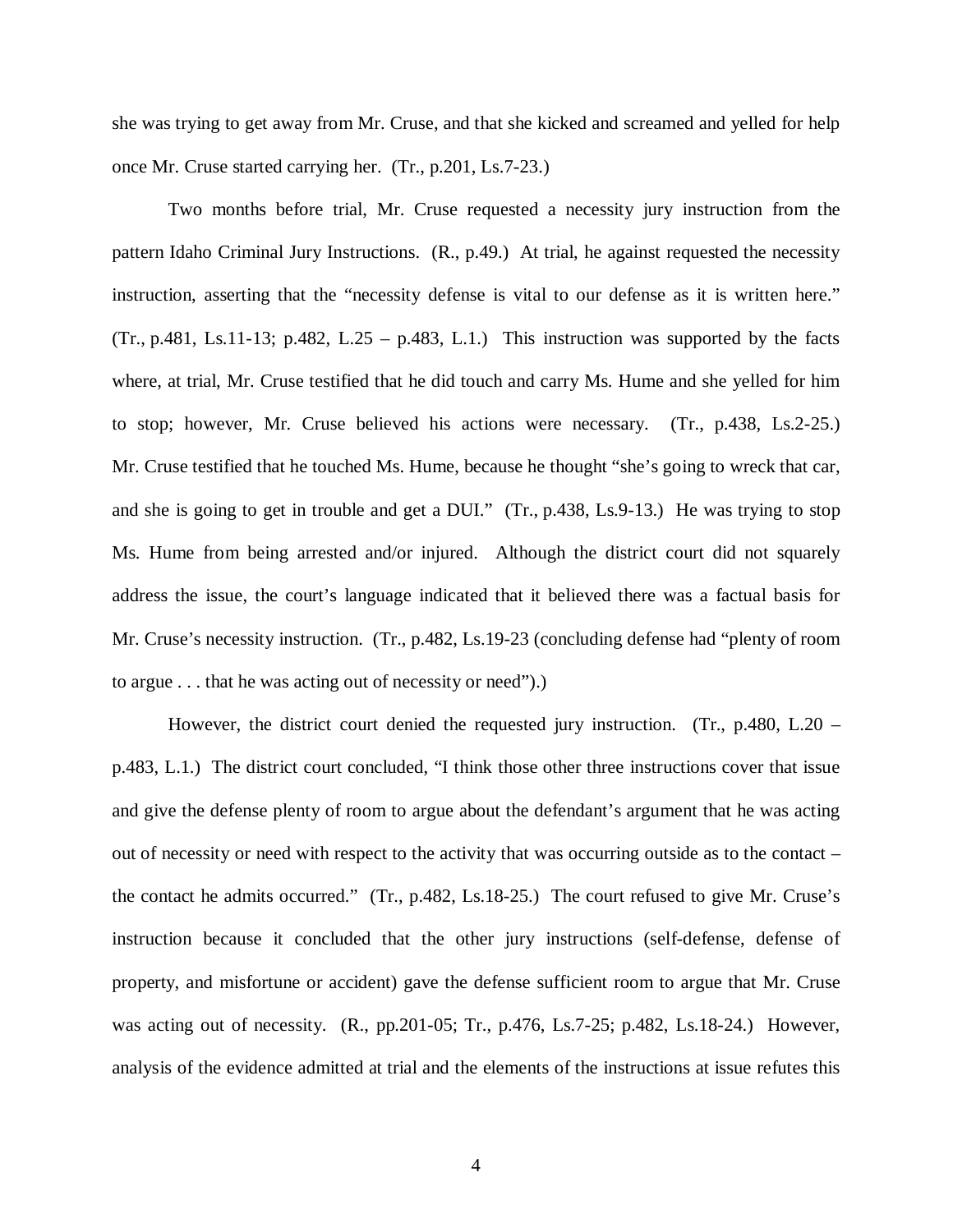she was trying to get away from Mr. Cruse, and that she kicked and screamed and yelled for help once Mr. Cruse started carrying her. (Tr., p.201, Ls.7-23.)

Two months before trial, Mr. Cruse requested a necessity jury instruction from the pattern Idaho Criminal Jury Instructions. (R., p.49.) At trial, he against requested the necessity instruction, asserting that the "necessity defense is vital to our defense as it is written here." (Tr., p.481, Ls.11-13; p.482, L.25 – p.483, L.1.) This instruction was supported by the facts where, at trial, Mr. Cruse testified that he did touch and carry Ms. Hume and she yelled for him to stop; however, Mr. Cruse believed his actions were necessary. (Tr., p.438, Ls.2-25.) Mr. Cruse testified that he touched Ms. Hume, because he thought "she's going to wreck that car, and she is going to get in trouble and get a DUI." (Tr., p.438, Ls.9-13.) He was trying to stop Ms. Hume from being arrested and/or injured. Although the district court did not squarely address the issue, the court's language indicated that it believed there was a factual basis for Mr. Cruse's necessity instruction. (Tr., p.482, Ls.19-23 (concluding defense had "plenty of room to argue . . . that he was acting out of necessity or need").)

However, the district court denied the requested jury instruction. (Tr., p.480, L.20 – p.483, L.1.) The district court concluded, "I think those other three instructions cover that issue and give the defense plenty of room to argue about the defendant's argument that he was acting out of necessity or need with respect to the activity that was occurring outside as to the contact – the contact he admits occurred." (Tr., p.482, Ls.18-25.) The court refused to give Mr. Cruse's instruction because it concluded that the other jury instructions (self-defense, defense of property, and misfortune or accident) gave the defense sufficient room to argue that Mr. Cruse was acting out of necessity. (R., pp.201-05; Tr., p.476, Ls.7-25; p.482, Ls.18-24.) However, analysis of the evidence admitted at trial and the elements of the instructions at issue refutes this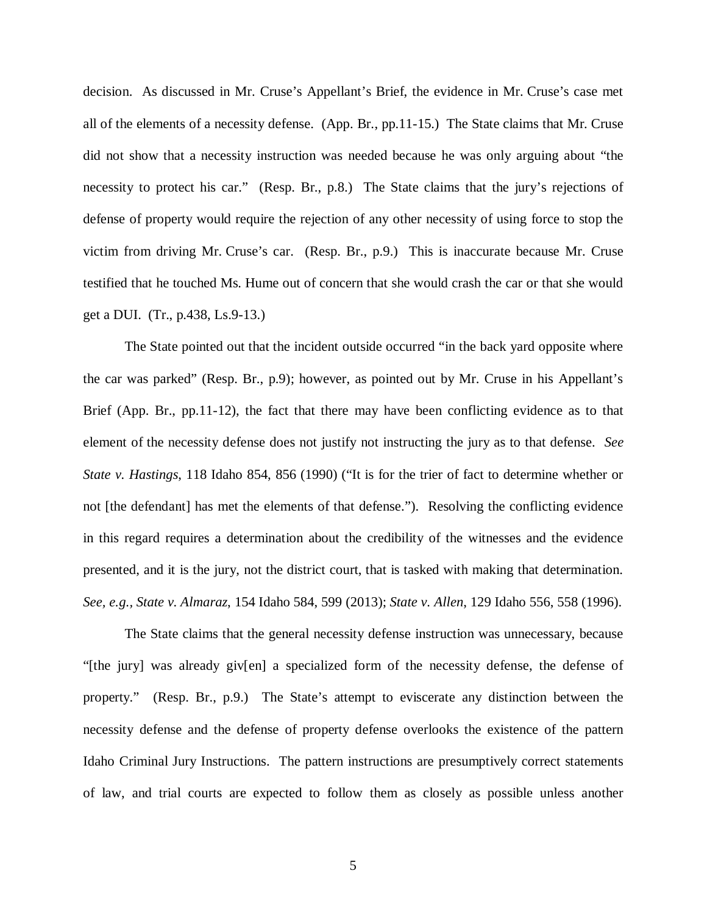decision. As discussed in Mr. Cruse's Appellant's Brief, the evidence in Mr. Cruse's case met all of the elements of a necessity defense. (App. Br., pp.11-15.) The State claims that Mr. Cruse did not show that a necessity instruction was needed because he was only arguing about "the necessity to protect his car." (Resp. Br., p.8.) The State claims that the jury's rejections of defense of property would require the rejection of any other necessity of using force to stop the victim from driving Mr. Cruse's car. (Resp. Br., p.9.) This is inaccurate because Mr. Cruse testified that he touched Ms. Hume out of concern that she would crash the car or that she would get a DUI. (Tr., p.438, Ls.9-13.)

The State pointed out that the incident outside occurred "in the back yard opposite where the car was parked" (Resp. Br., p.9); however, as pointed out by Mr. Cruse in his Appellant's Brief (App. Br., pp.11-12), the fact that there may have been conflicting evidence as to that element of the necessity defense does not justify not instructing the jury as to that defense. *See State v. Hastings*, 118 Idaho 854, 856 (1990) ("It is for the trier of fact to determine whether or not [the defendant] has met the elements of that defense."). Resolving the conflicting evidence in this regard requires a determination about the credibility of the witnesses and the evidence presented, and it is the jury, not the district court, that is tasked with making that determination. *See, e.g.*, *State v. Almaraz*, 154 Idaho 584, 599 (2013); *State v. Allen*, 129 Idaho 556, 558 (1996).

The State claims that the general necessity defense instruction was unnecessary, because "[the jury] was already giv[en] a specialized form of the necessity defense, the defense of property." (Resp. Br., p.9.) The State's attempt to eviscerate any distinction between the necessity defense and the defense of property defense overlooks the existence of the pattern Idaho Criminal Jury Instructions. The pattern instructions are presumptively correct statements of law, and trial courts are expected to follow them as closely as possible unless another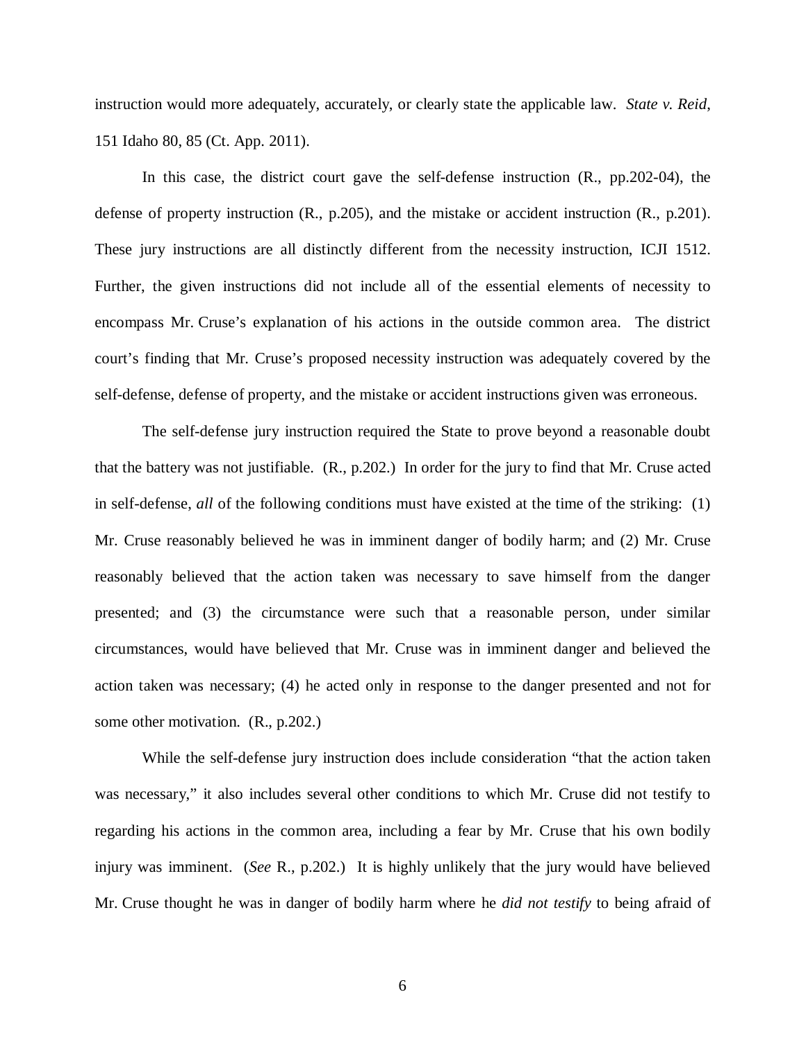instruction would more adequately, accurately, or clearly state the applicable law. *State v. Reid*, 151 Idaho 80, 85 (Ct. App. 2011).

In this case, the district court gave the self-defense instruction (R., pp.202-04), the defense of property instruction (R., p.205), and the mistake or accident instruction (R., p.201). These jury instructions are all distinctly different from the necessity instruction, ICJI 1512. Further, the given instructions did not include all of the essential elements of necessity to encompass Mr. Cruse's explanation of his actions in the outside common area. The district court's finding that Mr. Cruse's proposed necessity instruction was adequately covered by the self-defense, defense of property, and the mistake or accident instructions given was erroneous.

The self-defense jury instruction required the State to prove beyond a reasonable doubt that the battery was not justifiable. (R., p.202.) In order for the jury to find that Mr. Cruse acted in self-defense, *all* of the following conditions must have existed at the time of the striking: (1) Mr. Cruse reasonably believed he was in imminent danger of bodily harm; and (2) Mr. Cruse reasonably believed that the action taken was necessary to save himself from the danger presented; and (3) the circumstance were such that a reasonable person, under similar circumstances, would have believed that Mr. Cruse was in imminent danger and believed the action taken was necessary; (4) he acted only in response to the danger presented and not for some other motivation. (R., p.202.)

While the self-defense jury instruction does include consideration "that the action taken was necessary," it also includes several other conditions to which Mr. Cruse did not testify to regarding his actions in the common area, including a fear by Mr. Cruse that his own bodily injury was imminent. (*See* R., p.202.) It is highly unlikely that the jury would have believed Mr. Cruse thought he was in danger of bodily harm where he *did not testify* to being afraid of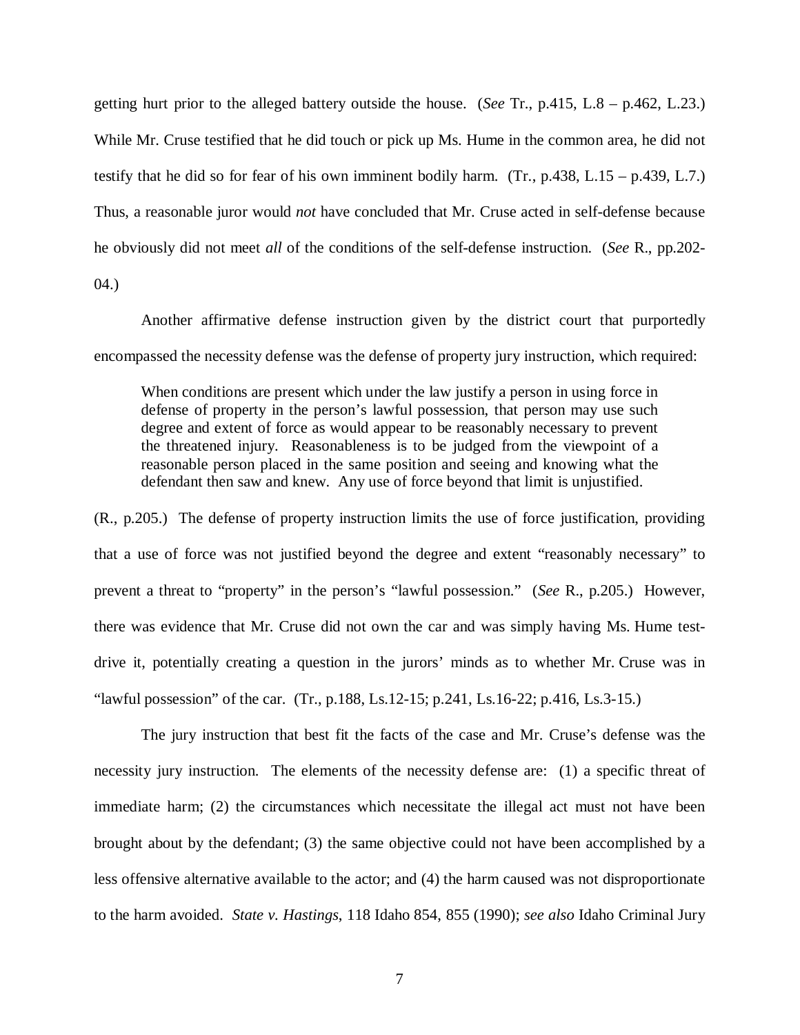getting hurt prior to the alleged battery outside the house. (*See* Tr., p.415, L.8 – p.462, L.23.) While Mr. Cruse testified that he did touch or pick up Ms. Hume in the common area, he did not testify that he did so for fear of his own imminent bodily harm. (Tr., p.438, L.15 – p.439, L.7.) Thus, a reasonable juror would *not* have concluded that Mr. Cruse acted in self-defense because he obviously did not meet *all* of the conditions of the self-defense instruction. (*See* R., pp.202-04.)

Another affirmative defense instruction given by the district court that purportedly encompassed the necessity defense was the defense of property jury instruction, which required:

> When conditions are present which under the law justify a person in using force in defense of property in the person's lawful possession, that person may use such degree and extent of force as would appear to be reasonably necessary to prevent the threatened injury. Reasonableness is to be judged from the viewpoint of a reasonable person placed in the same position and seeing and knowing what the defendant then saw and knew. Any use of force beyond that limit is unjustified.

(R., p.205.) The defense of property instruction limits the use of force justification, providing that a use of force was not justified beyond the degree and extent "reasonably necessary" to prevent a threat to "property" in the person's "lawful possession." (*See* R., p.205.) However, there was evidence that Mr. Cruse did not own the car and was simply having Ms. Hume test-drive it, potentially creating a question in the jurors' minds as to whether Mr. Cruse was in "lawful possession" of the car. (Tr., p.188, Ls.12-15; p.241, Ls.16-22; p.416, Ls.3-15.)

The jury instruction that best fit the facts of the case and Mr. Cruse's defense was the necessity jury instruction. The elements of the necessity defense are: (1) a specific threat of immediate harm; (2) the circumstances which necessitate the illegal act must not have been brought about by the defendant; (3) the same objective could not have been accomplished by a less offensive alternative available to the actor; and (4) the harm caused was not disproportionate to the harm avoided. *State v. Hastings*, 118 Idaho 854, 855 (1990); *see also* Idaho Criminal Jury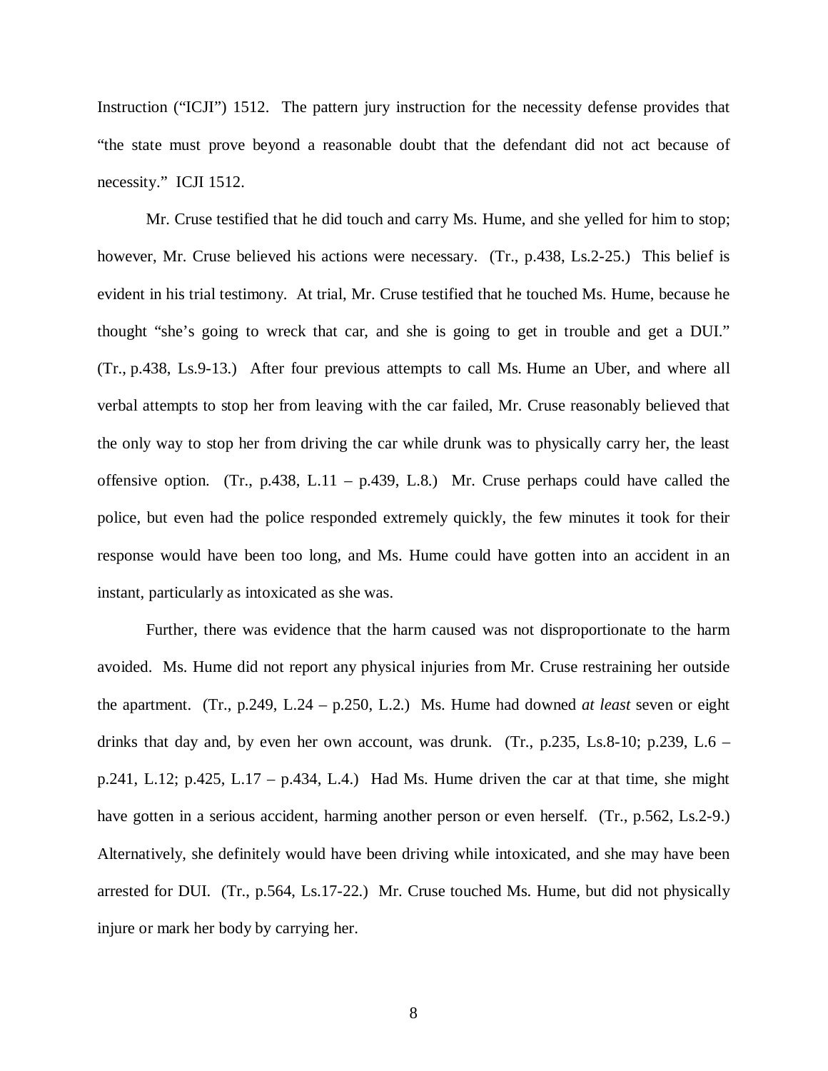Instruction ("ICJI") 1512. The pattern jury instruction for the necessity defense provides that "the state must prove beyond a reasonable doubt that the defendant did not act because of necessity." ICJI 1512.

Mr. Cruse testified that he did touch and carry Ms. Hume, and she yelled for him to stop; however, Mr. Cruse believed his actions were necessary. (Tr., p.438, Ls.2-25.) This belief is evident in his trial testimony. At trial, Mr. Cruse testified that he touched Ms. Hume, because he thought "she's going to wreck that car, and she is going to get in trouble and get a DUI." (Tr., p.438, Ls.9-13.) After four previous attempts to call Ms. Hume an Uber, and where all verbal attempts to stop her from leaving with the car failed, Mr. Cruse reasonably believed that the only way to stop her from driving the car while drunk was to physically carry her, the least offensive option. (Tr., p.438, L.11 – p.439, L.8.) Mr. Cruse perhaps could have called the police, but even had the police responded extremely quickly, the few minutes it took for their response would have been too long, and Ms. Hume could have gotten into an accident in an instant, particularly as intoxicated as she was.

Further, there was evidence that the harm caused was not disproportionate to the harm avoided. Ms. Hume did not report any physical injuries from Mr. Cruse restraining her outside the apartment. (Tr., p.249, L.24 – p.250, L.2.) Ms. Hume had downed *at least* seven or eight drinks that day and, by even her own account, was drunk. (Tr., p.235, Ls.8-10; p.239, L.6 – p.241, L.12; p.425, L.17 – p.434, L.4.) Had Ms. Hume driven the car at that time, she might have gotten in a serious accident, harming another person or even herself. (Tr., p.562, Ls.2-9.) Alternatively, she definitely would have been driving while intoxicated, and she may have been arrested for DUI. (Tr., p.564, Ls.17-22.) Mr. Cruse touched Ms. Hume, but did not physically injure or mark her body by carrying her.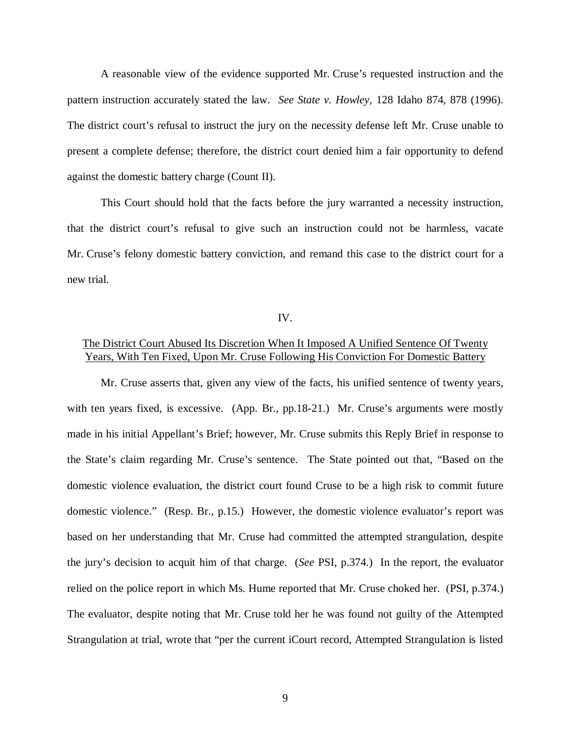A reasonable view of the evidence supported Mr. Cruse's requested instruction and the pattern instruction accurately stated the law. *See State v. Howley*, 128 Idaho 874, 878 (1996). The district court's refusal to instruct the jury on the necessity defense left Mr. Cruse unable to present a complete defense; therefore, the district court denied him a fair opportunity to defend against the domestic battery charge (Count II).

This Court should hold that the facts before the jury warranted a necessity instruction, that the district court's refusal to give such an instruction could not be harmless, vacate Mr. Cruse's felony domestic battery conviction, and remand this case to the district court for a new trial.

## IV.

## The District Court Abused Its Discretion When It Imposed A Unified Sentence Of Twenty Years, With Ten Fixed, Upon Mr. Cruse Following His Conviction For Domestic Battery

Mr. Cruse asserts that, given any view of the facts, his unified sentence of twenty years, with ten years fixed, is excessive. (App. Br., pp.18-21.) Mr. Cruse's arguments were mostly made in his initial Appellant's Brief; however, Mr. Cruse submits this Reply Brief in response to the State's claim regarding Mr. Cruse's sentence. The State pointed out that, "Based on the domestic violence evaluation, the district court found Cruse to be a high risk to commit future domestic violence." (Resp. Br., p.15.) However, the domestic violence evaluator's report was based on her understanding that Mr. Cruse had committed the attempted strangulation, despite the jury's decision to acquit him of that charge. (*See* PSI, p.374.) In the report, the evaluator relied on the police report in which Ms. Hume reported that Mr. Cruse choked her. (PSI, p.374.) The evaluator, despite noting that Mr. Cruse told her he was found not guilty of the Attempted Strangulation at trial, wrote that "per the current iCourt record, Attempted Strangulation is listed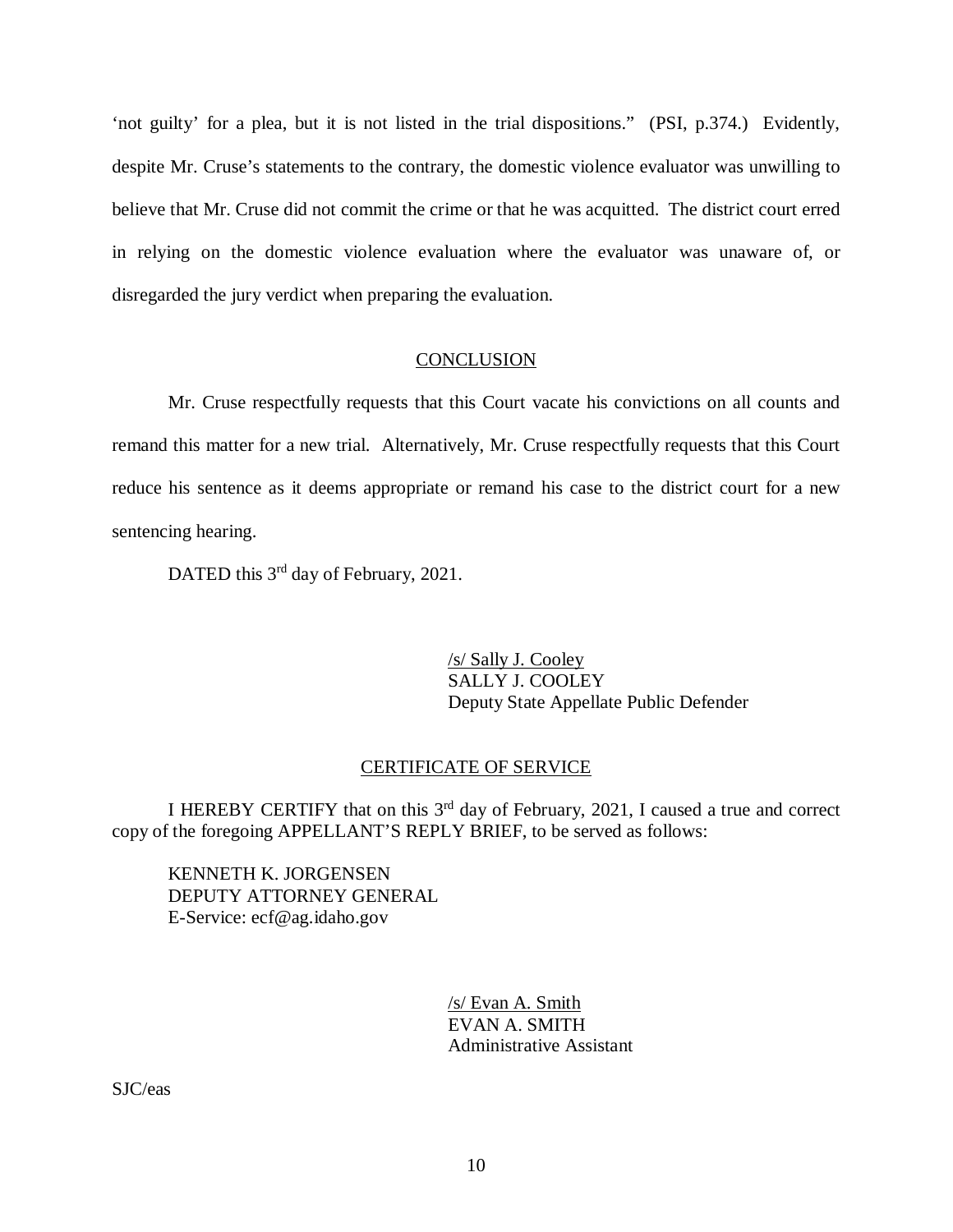'not guilty' for a plea, but it is not listed in the trial dispositions." (PSI, p.374.) Evidently, despite Mr. Cruse's statements to the contrary, the domestic violence evaluator was unwilling to believe that Mr. Cruse did not commit the crime or that he was acquitted. The district court erred in relying on the domestic violence evaluation where the evaluator was unaware of, or disregarded the jury verdict when preparing the evaluation.

## CONCLUSION

Mr. Cruse respectfully requests that this Court vacate his convictions on all counts and remand this matter for a new trial. Alternatively, Mr. Cruse respectfully requests that this Court reduce his sentence as it deems appropriate or remand his case to the district court for a new sentencing hearing.

DATED this 3rd day of February, 2021.

/s/ Sally J. Cooley
SALLY J. COOLEY
Deputy State Appellate Public Defender

## CERTIFICATE OF SERVICE

I HEREBY CERTIFY that on this 3rd day of February, 2021, I caused a true and correct copy of the foregoing APPELLANT'S REPLY BRIEF, to be served as follows:

KENNETH K. JORGENSEN
DEPUTY ATTORNEY GENERAL
E-Service: ecf@ag.idaho.gov

/s/ Evan A. Smith
EVAN A. SMITH
Administrative Assistant

SJC/eas